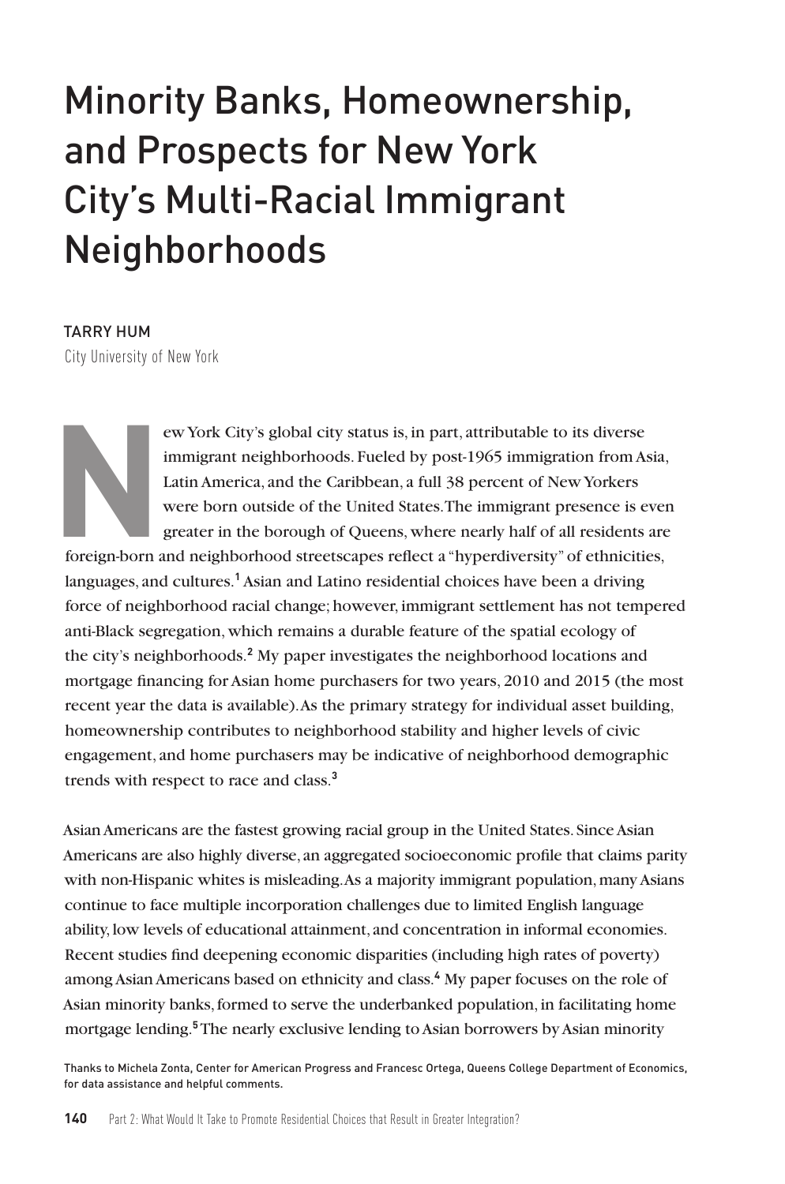# Minority Banks, Homeownership, and Prospects for New York City's Multi-Racial Immigrant Neighborhoods

TARRY HUM

City University of New York

New York City's global city status is, in part, attributable to its diverse immigrant neighborhoods. Fueled by post-1965 immigration from Asia, Latin America, and the Caribbean, a full 38 percent of New Yorkers were born outside of the United States. The immigrant presence is even greater in the borough of Queens, where nearly half of all residents are foreign-born and neighborhood streetscapes reflect a "hyperdiversity" of ethnicities, languages, and cultures.[1] Asian and Latino residential choices have been a driving force of neighborhood racial change; however, immigrant settlement has not tempered anti-Black segregation, which remains a durable feature of the spatial ecology of the city's neighborhoods.[2] My paper investigates the neighborhood locations and mortgage financing for Asian home purchasers for two years, 2010 and 2015 (the most recent year the data is available). As the primary strategy for individual asset building, homeownership contributes to neighborhood stability and higher levels of civic engagement, and home purchasers may be indicative of neighborhood demographic trends with respect to race and class.[3]

Asian Americans are the fastest growing racial group in the United States. Since Asian Americans are also highly diverse, an aggregated socioeconomic profile that claims parity with non-Hispanic whites is misleading. As a majority immigrant population, many Asians continue to face multiple incorporation challenges due to limited English language ability, low levels of educational attainment, and concentration in informal economies. Recent studies find deepening economic disparities (including high rates of poverty) among Asian Americans based on ethnicity and class.[4] My paper focuses on the role of Asian minority banks, formed to serve the underbanked population, in facilitating home mortgage lending.[5] The nearly exclusive lending to Asian borrowers by Asian minority

Thanks to Michela Zonta, Center for American Progress and Francesc Ortega, Queens College Department of Economics, for data assistance and helpful comments.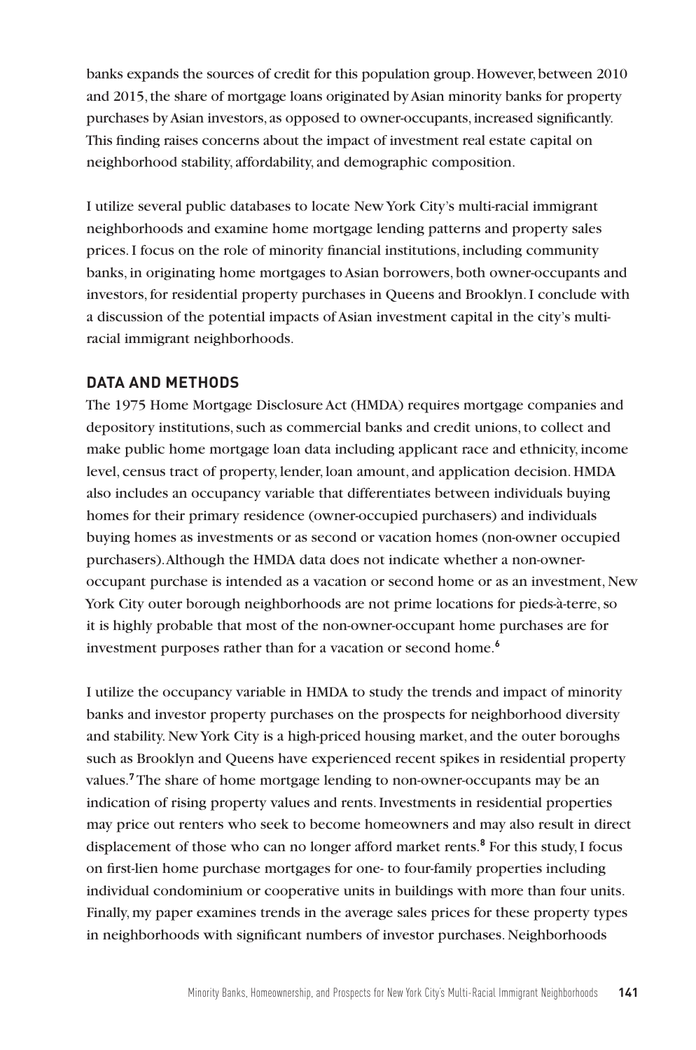banks expands the sources of credit for this population group. However, between 2010 and 2015, the share of mortgage loans originated by Asian minority banks for property purchases by Asian investors, as opposed to owner-occupants, increased significantly. This finding raises concerns about the impact of investment real estate capital on neighborhood stability, affordability, and demographic composition.

I utilize several public databases to locate New York City's multi-racial immigrant neighborhoods and examine home mortgage lending patterns and property sales prices. I focus on the role of minority financial institutions, including community banks, in originating home mortgages to Asian borrowers, both owner-occupants and investors, for residential property purchases in Queens and Brooklyn. I conclude with a discussion of the potential impacts of Asian investment capital in the city's multi-racial immigrant neighborhoods.

## DATA AND METHODS

The 1975 Home Mortgage Disclosure Act (HMDA) requires mortgage companies and depository institutions, such as commercial banks and credit unions, to collect and make public home mortgage loan data including applicant race and ethnicity, income level, census tract of property, lender, loan amount, and application decision. HMDA also includes an occupancy variable that differentiates between individuals buying homes for their primary residence (owner-occupied purchasers) and individuals buying homes as investments or as second or vacation homes (non-owner occupied purchasers). Although the HMDA data does not indicate whether a non-owner-occupant purchase is intended as a vacation or second home or as an investment, New York City outer borough neighborhoods are not prime locations for pieds-à-terre, so it is highly probable that most of the non-owner-occupant home purchases are for investment purposes rather than for a vacation or second home.[6]

I utilize the occupancy variable in HMDA to study the trends and impact of minority banks and investor property purchases on the prospects for neighborhood diversity and stability. New York City is a high-priced housing market, and the outer boroughs such as Brooklyn and Queens have experienced recent spikes in residential property values.[7] The share of home mortgage lending to non-owner-occupants may be an indication of rising property values and rents. Investments in residential properties may price out renters who seek to become homeowners and may also result in direct displacement of those who can no longer afford market rents.[8] For this study, I focus on first-lien home purchase mortgages for one- to four-family properties including individual condominium or cooperative units in buildings with more than four units. Finally, my paper examines trends in the average sales prices for these property types in neighborhoods with significant numbers of investor purchases. Neighborhoods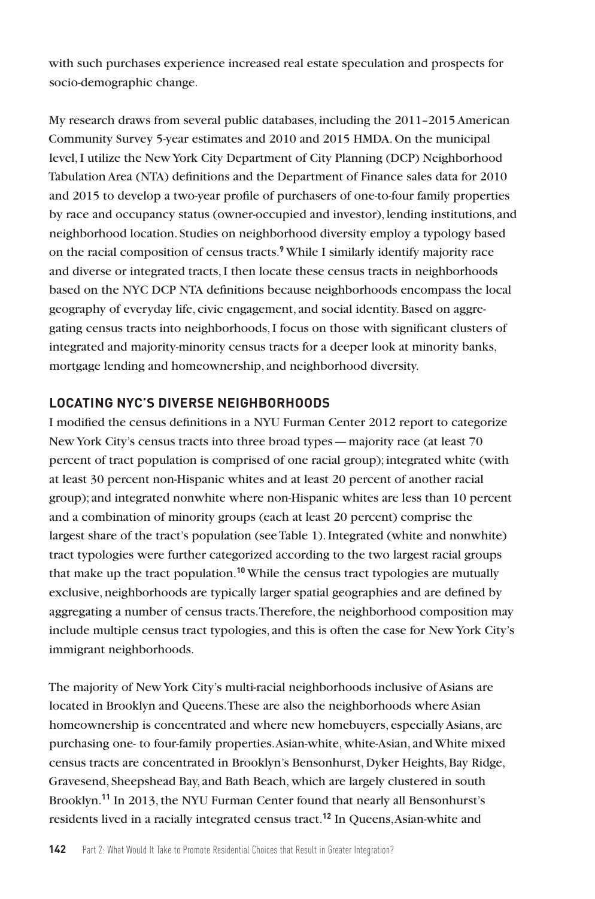with such purchases experience increased real estate speculation and prospects for socio-demographic change.

My research draws from several public databases, including the 2011–2015 American Community Survey 5-year estimates and 2010 and 2015 HMDA. On the municipal level, I utilize the New York City Department of City Planning (DCP) Neighborhood Tabulation Area (NTA) definitions and the Department of Finance sales data for 2010 and 2015 to develop a two-year profile of purchasers of one-to-four family properties by race and occupancy status (owner-occupied and investor), lending institutions, and neighborhood location. Studies on neighborhood diversity employ a typology based on the racial composition of census tracts.[9] While I similarly identify majority race and diverse or integrated tracts, I then locate these census tracts in neighborhoods based on the NYC DCP NTA definitions because neighborhoods encompass the local geography of everyday life, civic engagement, and social identity. Based on aggregating census tracts into neighborhoods, I focus on those with significant clusters of integrated and majority-minority census tracts for a deeper look at minority banks, mortgage lending and homeownership, and neighborhood diversity.

## LOCATING NYC'S DIVERSE NEIGHBORHOODS

I modified the census definitions in a NYU Furman Center 2012 report to categorize New York City's census tracts into three broad types — majority race (at least 70 percent of tract population is comprised of one racial group); integrated white (with at least 30 percent non-Hispanic whites and at least 20 percent of another racial group); and integrated nonwhite where non-Hispanic whites are less than 10 percent and a combination of minority groups (each at least 20 percent) comprise the largest share of the tract's population (see Table 1). Integrated (white and nonwhite) tract typologies were further categorized according to the two largest racial groups that make up the tract population.[10] While the census tract typologies are mutually exclusive, neighborhoods are typically larger spatial geographies and are defined by aggregating a number of census tracts. Therefore, the neighborhood composition may include multiple census tract typologies, and this is often the case for New York City's immigrant neighborhoods.

The majority of New York City's multi-racial neighborhoods inclusive of Asians are located in Brooklyn and Queens. These are also the neighborhoods where Asian homeownership is concentrated and where new homebuyers, especially Asians, are purchasing one- to four-family properties. Asian-white, white-Asian, and White mixed census tracts are concentrated in Brooklyn's Bensonhurst, Dyker Heights, Bay Ridge, Gravesend, Sheepshead Bay, and Bath Beach, which are largely clustered in south Brooklyn.[11] In 2013, the NYU Furman Center found that nearly all Bensonhurst's residents lived in a racially integrated census tract.[12] In Queens, Asian-white and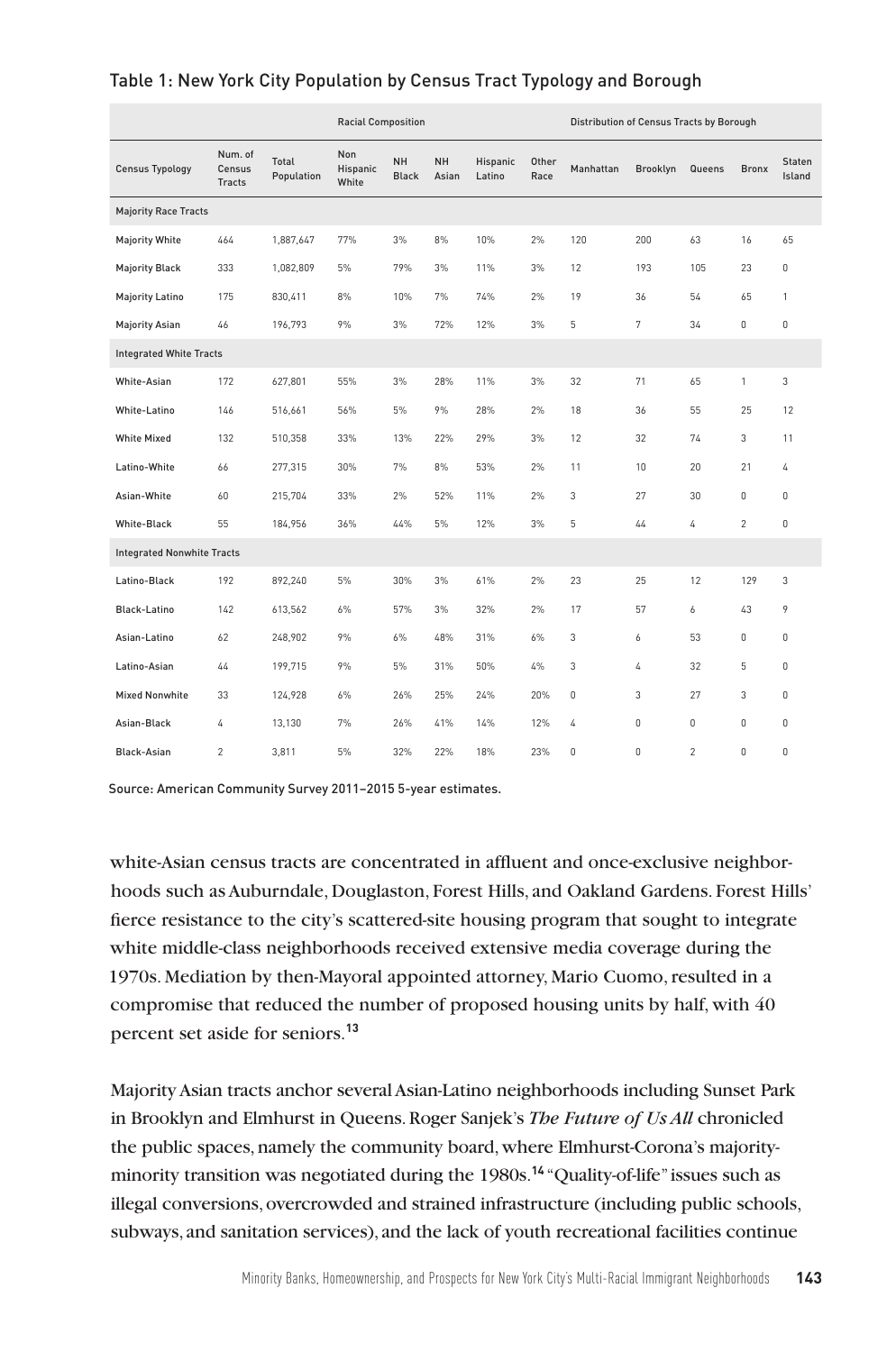Table 1: New York City Population by Census Tract Typology and Borough

| | | | Racial Composition | | | | | Distribution of Census Tracts by Borough | | | | |
|---|---|---|---|---|---|---|---|---|---|---|---|---|
| Census Typology | Num. of Census Tracts | Total Population | Non Hispanic White | NH Black | NH Asian | Hispanic Latino | Other Race | Manhattan | Brooklyn | Queens | Bronx | Staten Island |
| **Majority Race Tracts** | | | | | | | | | | | | |
| Majority White | 464 | 1,887,647 | 77% | 3% | 8% | 10% | 2% | 120 | 200 | 63 | 16 | 65 |
| Majority Black | 333 | 1,082,809 | 5% | 79% | 3% | 11% | 3% | 12 | 193 | 105 | 23 | 0 |
| Majority Latino | 175 | 830,411 | 8% | 10% | 7% | 74% | 2% | 19 | 36 | 54 | 65 | 1 |
| Majority Asian | 46 | 196,793 | 9% | 3% | 72% | 12% | 3% | 5 | 7 | 34 | 0 | 0 |
| **Integrated White Tracts** | | | | | | | | | | | | |
| White-Asian | 172 | 627,801 | 55% | 3% | 28% | 11% | 3% | 32 | 71 | 65 | 1 | 3 |
| White-Latino | 146 | 516,661 | 56% | 5% | 9% | 28% | 2% | 18 | 36 | 55 | 25 | 12 |
| White Mixed | 132 | 510,358 | 33% | 13% | 22% | 29% | 3% | 12 | 32 | 74 | 3 | 11 |
| Latino-White | 66 | 277,315 | 30% | 7% | 8% | 53% | 2% | 11 | 10 | 20 | 21 | 4 |
| Asian-White | 60 | 215,704 | 33% | 2% | 52% | 11% | 2% | 3 | 27 | 30 | 0 | 0 |
| White-Black | 55 | 184,956 | 36% | 44% | 5% | 12% | 3% | 5 | 44 | 4 | 2 | 0 |
| **Integrated Nonwhite Tracts** | | | | | | | | | | | | |
| Latino-Black | 192 | 892,240 | 5% | 30% | 3% | 61% | 2% | 23 | 25 | 12 | 129 | 3 |
| Black-Latino | 142 | 613,562 | 6% | 57% | 3% | 32% | 2% | 17 | 57 | 6 | 43 | 9 |
| Asian-Latino | 62 | 248,902 | 9% | 6% | 48% | 31% | 6% | 3 | 6 | 53 | 0 | 0 |
| Latino-Asian | 44 | 199,715 | 9% | 5% | 31% | 50% | 4% | 3 | 4 | 32 | 5 | 0 |
| Mixed Nonwhite | 33 | 124,928 | 6% | 26% | 25% | 24% | 20% | 0 | 3 | 27 | 3 | 0 |
| Asian-Black | 4 | 13,130 | 7% | 26% | 41% | 14% | 12% | 4 | 0 | 0 | 0 | 0 |
| Black-Asian | 2 | 3,811 | 5% | 32% | 22% | 18% | 23% | 0 | 0 | 2 | 0 | 0 |

Source: American Community Survey 2011–2015 5-year estimates.

white-Asian census tracts are concentrated in affluent and once-exclusive neighborhoods such as Auburndale, Douglaston, Forest Hills, and Oakland Gardens. Forest Hills' fierce resistance to the city's scattered-site housing program that sought to integrate white middle-class neighborhoods received extensive media coverage during the 1970s. Mediation by then-Mayoral appointed attorney, Mario Cuomo, resulted in a compromise that reduced the number of proposed housing units by half, with 40 percent set aside for seniors.[13]

Majority Asian tracts anchor several Asian-Latino neighborhoods including Sunset Park in Brooklyn and Elmhurst in Queens. Roger Sanjek's *The Future of Us All* chronicled the public spaces, namely the community board, where Elmhurst-Corona's majority-minority transition was negotiated during the 1980s.[14] "Quality-of-life" issues such as illegal conversions, overcrowded and strained infrastructure (including public schools, subways, and sanitation services), and the lack of youth recreational facilities continue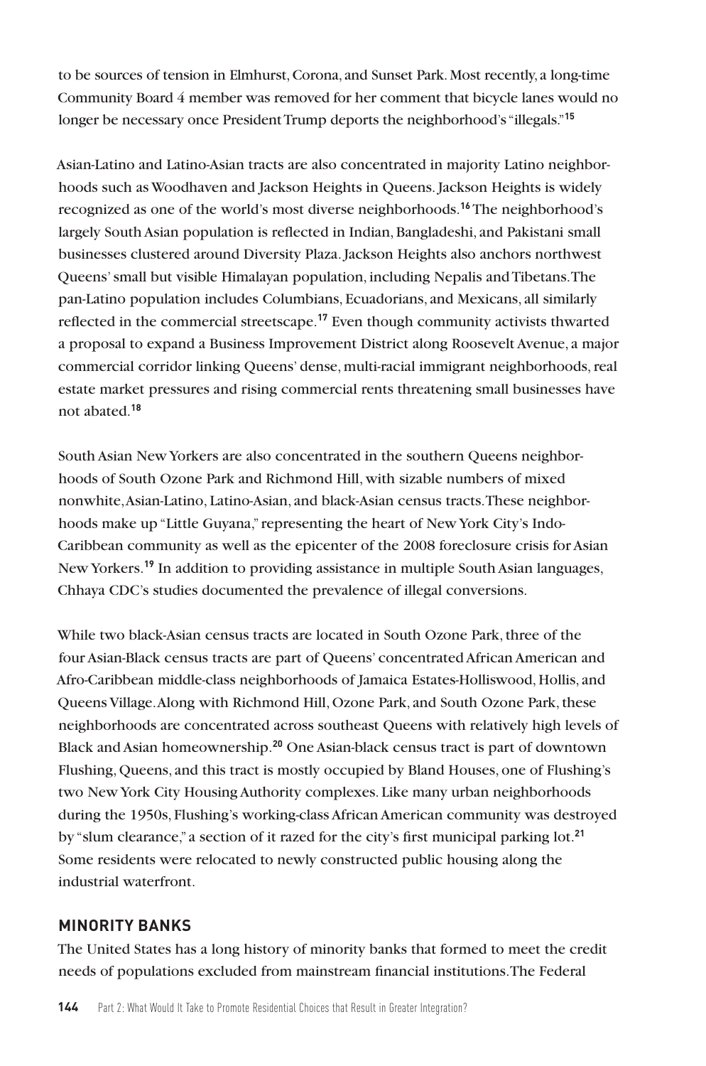to be sources of tension in Elmhurst, Corona, and Sunset Park. Most recently, a long-time Community Board 4 member was removed for her comment that bicycle lanes would no longer be necessary once President Trump deports the neighborhood's "illegals."[15]

Asian-Latino and Latino-Asian tracts are also concentrated in majority Latino neighborhoods such as Woodhaven and Jackson Heights in Queens. Jackson Heights is widely recognized as one of the world's most diverse neighborhoods.[16] The neighborhood's largely South Asian population is reflected in Indian, Bangladeshi, and Pakistani small businesses clustered around Diversity Plaza. Jackson Heights also anchors northwest Queens' small but visible Himalayan population, including Nepalis and Tibetans. The pan-Latino population includes Columbians, Ecuadorians, and Mexicans, all similarly reflected in the commercial streetscape.[17] Even though community activists thwarted a proposal to expand a Business Improvement District along Roosevelt Avenue, a major commercial corridor linking Queens' dense, multi-racial immigrant neighborhoods, real estate market pressures and rising commercial rents threatening small businesses have not abated.[18]

South Asian New Yorkers are also concentrated in the southern Queens neighborhoods of South Ozone Park and Richmond Hill, with sizable numbers of mixed nonwhite, Asian-Latino, Latino-Asian, and black-Asian census tracts. These neighborhoods make up "Little Guyana," representing the heart of New York City's Indo-Caribbean community as well as the epicenter of the 2008 foreclosure crisis for Asian New Yorkers.[19] In addition to providing assistance in multiple South Asian languages, Chhaya CDC's studies documented the prevalence of illegal conversions.

While two black-Asian census tracts are located in South Ozone Park, three of the four Asian-Black census tracts are part of Queens' concentrated African American and Afro-Caribbean middle-class neighborhoods of Jamaica Estates-Holliswood, Hollis, and Queens Village. Along with Richmond Hill, Ozone Park, and South Ozone Park, these neighborhoods are concentrated across southeast Queens with relatively high levels of Black and Asian homeownership.[20] One Asian-black census tract is part of downtown Flushing, Queens, and this tract is mostly occupied by Bland Houses, one of Flushing's two New York City Housing Authority complexes. Like many urban neighborhoods during the 1950s, Flushing's working-class African American community was destroyed by "slum clearance," a section of it razed for the city's first municipal parking lot.[21] Some residents were relocated to newly constructed public housing along the industrial waterfront.

## MINORITY BANKS

The United States has a long history of minority banks that formed to meet the credit needs of populations excluded from mainstream financial institutions. The Federal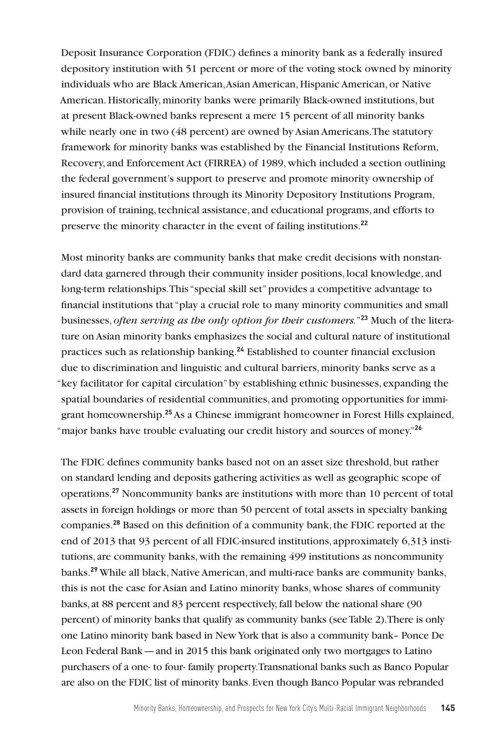Deposit Insurance Corporation (FDIC) defines a minority bank as a federally insured depository institution with 51 percent or more of the voting stock owned by minority individuals who are Black American, Asian American, Hispanic American, or Native American. Historically, minority banks were primarily Black-owned institutions, but at present Black-owned banks represent a mere 15 percent of all minority banks while nearly one in two (48 percent) are owned by Asian Americans. The statutory framework for minority banks was established by the Financial Institutions Reform, Recovery, and Enforcement Act (FIRREA) of 1989, which included a section outlining the federal government's support to preserve and promote minority ownership of insured financial institutions through its Minority Depository Institutions Program, provision of training, technical assistance, and educational programs, and efforts to preserve the minority character in the event of failing institutions.[22]

Most minority banks are community banks that make credit decisions with nonstandard data garnered through their community insider positions, local knowledge, and long-term relationships. This "special skill set" provides a competitive advantage to financial institutions that "play a crucial role to many minority communities and small businesses, *often serving as the only option for their customers.*"[23] Much of the literature on Asian minority banks emphasizes the social and cultural nature of institutional practices such as relationship banking.[24] Established to counter financial exclusion due to discrimination and linguistic and cultural barriers, minority banks serve as a "key facilitator for capital circulation" by establishing ethnic businesses, expanding the spatial boundaries of residential communities, and promoting opportunities for immigrant homeownership.[25] As a Chinese immigrant homeowner in Forest Hills explained, "major banks have trouble evaluating our credit history and sources of money."[26]

The FDIC defines community banks based not on an asset size threshold, but rather on standard lending and deposits gathering activities as well as geographic scope of operations.[27] Noncommunity banks are institutions with more than 10 percent of total assets in foreign holdings or more than 50 percent of total assets in specialty banking companies.[28] Based on this definition of a community bank, the FDIC reported at the end of 2013 that 93 percent of all FDIC-insured institutions, approximately 6,313 institutions, are community banks, with the remaining 499 institutions as noncommunity banks.[29] While all black, Native American, and multi-race banks are community banks, this is not the case for Asian and Latino minority banks, whose shares of community banks, at 88 percent and 83 percent respectively, fall below the national share (90 percent) of minority banks that qualify as community banks (see Table 2). There is only one Latino minority bank based in New York that is also a community bank– Ponce De Leon Federal Bank — and in 2015 this bank originated only two mortgages to Latino purchasers of a one- to four- family property. Transnational banks such as Banco Popular are also on the FDIC list of minority banks. Even though Banco Popular was rebranded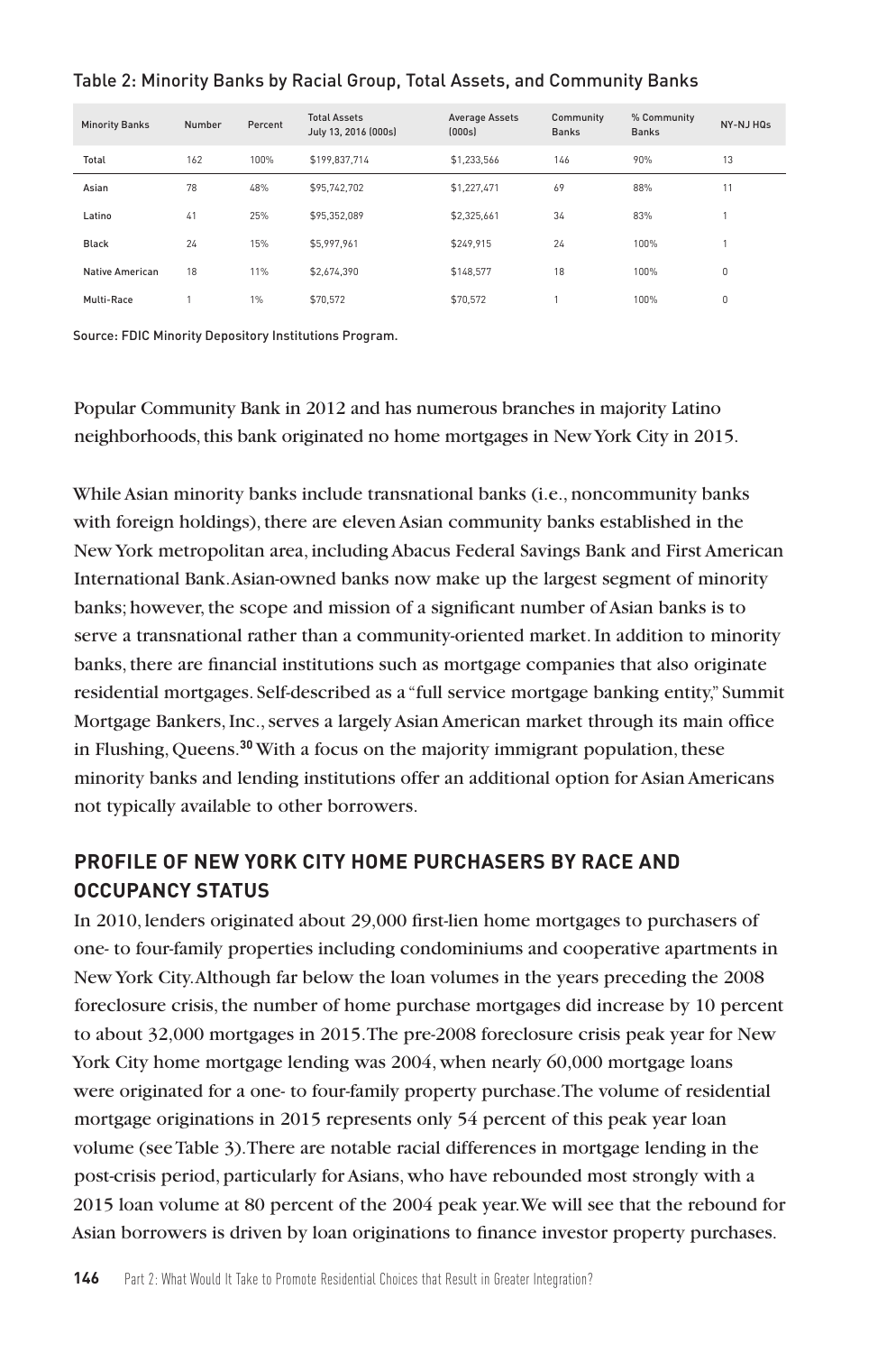Table 2: Minority Banks by Racial Group, Total Assets, and Community Banks

| Minority Banks | Number | Percent | Total Assets July 13, 2016 (000s) | Average Assets (000s) | Community Banks | % Community Banks | NY-NJ HQs |
|---|---|---|---|---|---|---|---|
| Total | 162 | 100% | $199,837,714 | $1,233,566 | 146 | 90% | 13 |
| Asian | 78 | 48% | $95,742,702 | $1,227,471 | 69 | 88% | 11 |
| Latino | 41 | 25% | $95,352,089 | $2,325,661 | 34 | 83% | 1 |
| Black | 24 | 15% | $5,997,961 | $249,915 | 24 | 100% | 1 |
| Native American | 18 | 11% | $2,674,390 | $148,577 | 18 | 100% | 0 |
| Multi-Race | 1 | 1% | $70,572 | $70,572 | 1 | 100% | 0 |

Source: FDIC Minority Depository Institutions Program.

Popular Community Bank in 2012 and has numerous branches in majority Latino neighborhoods, this bank originated no home mortgages in New York City in 2015.

While Asian minority banks include transnational banks (i.e., noncommunity banks with foreign holdings), there are eleven Asian community banks established in the New York metropolitan area, including Abacus Federal Savings Bank and First American International Bank. Asian-owned banks now make up the largest segment of minority banks; however, the scope and mission of a significant number of Asian banks is to serve a transnational rather than a community-oriented market. In addition to minority banks, there are financial institutions such as mortgage companies that also originate residential mortgages. Self-described as a "full service mortgage banking entity," Summit Mortgage Bankers, Inc., serves a largely Asian American market through its main office in Flushing, Queens.[30] With a focus on the majority immigrant population, these minority banks and lending institutions offer an additional option for Asian Americans not typically available to other borrowers.

## PROFILE OF NEW YORK CITY HOME PURCHASERS BY RACE AND OCCUPANCY STATUS

In 2010, lenders originated about 29,000 first-lien home mortgages to purchasers of one- to four-family properties including condominiums and cooperative apartments in New York City. Although far below the loan volumes in the years preceding the 2008 foreclosure crisis, the number of home purchase mortgages did increase by 10 percent to about 32,000 mortgages in 2015. The pre-2008 foreclosure crisis peak year for New York City home mortgage lending was 2004, when nearly 60,000 mortgage loans were originated for a one- to four-family property purchase. The volume of residential mortgage originations in 2015 represents only 54 percent of this peak year loan volume (see Table 3). There are notable racial differences in mortgage lending in the post-crisis period, particularly for Asians, who have rebounded most strongly with a 2015 loan volume at 80 percent of the 2004 peak year. We will see that the rebound for Asian borrowers is driven by loan originations to finance investor property purchases.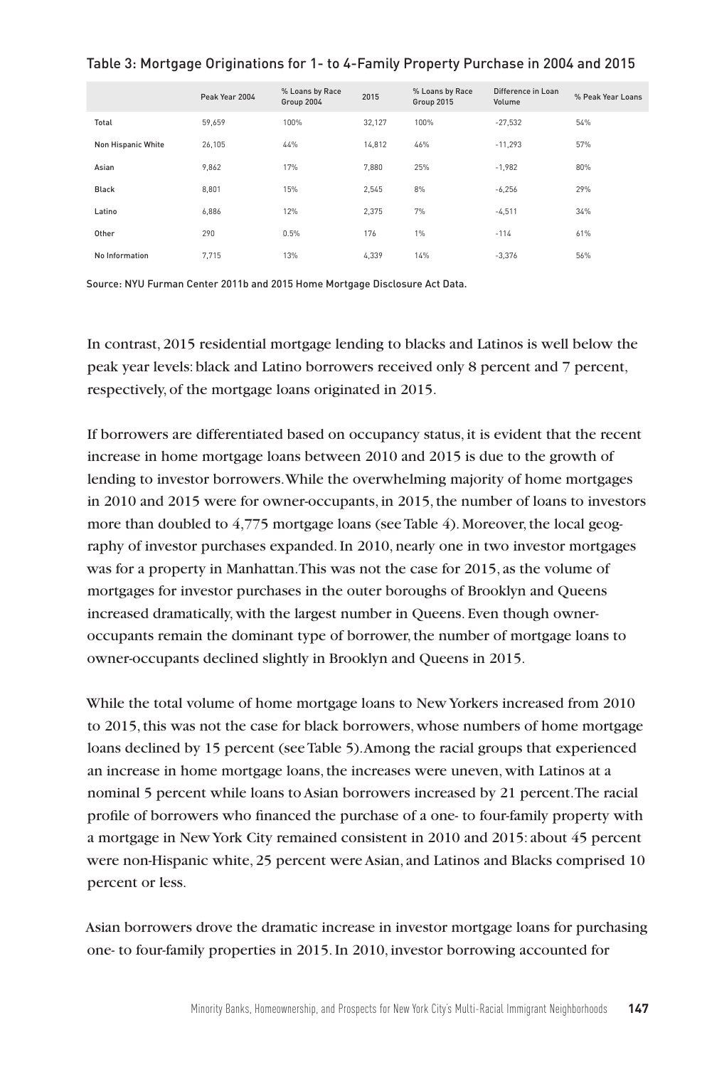Table 3: Mortgage Originations for 1- to 4-Family Property Purchase in 2004 and 2015

| | Peak Year 2004 | % Loans by Race Group 2004 | 2015 | % Loans by Race Group 2015 | Difference in Loan Volume | % Peak Year Loans |
|---|---|---|---|---|---|---|
| Total | 59,659 | 100% | 32,127 | 100% | -27,532 | 54% |
| Non Hispanic White | 26,105 | 44% | 14,812 | 46% | -11,293 | 57% |
| Asian | 9,862 | 17% | 7,880 | 25% | -1,982 | 80% |
| Black | 8,801 | 15% | 2,545 | 8% | -6,256 | 29% |
| Latino | 6,886 | 12% | 2,375 | 7% | -4,511 | 34% |
| Other | 290 | 0.5% | 176 | 1% | -114 | 61% |
| No Information | 7,715 | 13% | 4,339 | 14% | -3,376 | 56% |

Source: NYU Furman Center 2011b and 2015 Home Mortgage Disclosure Act Data.

In contrast, 2015 residential mortgage lending to blacks and Latinos is well below the peak year levels: black and Latino borrowers received only 8 percent and 7 percent, respectively, of the mortgage loans originated in 2015.

If borrowers are differentiated based on occupancy status, it is evident that the recent increase in home mortgage loans between 2010 and 2015 is due to the growth of lending to investor borrowers. While the overwhelming majority of home mortgages in 2010 and 2015 were for owner-occupants, in 2015, the number of loans to investors more than doubled to 4,775 mortgage loans (see Table 4). Moreover, the local geography of investor purchases expanded. In 2010, nearly one in two investor mortgages was for a property in Manhattan. This was not the case for 2015, as the volume of mortgages for investor purchases in the outer boroughs of Brooklyn and Queens increased dramatically, with the largest number in Queens. Even though owner-occupants remain the dominant type of borrower, the number of mortgage loans to owner-occupants declined slightly in Brooklyn and Queens in 2015.

While the total volume of home mortgage loans to New Yorkers increased from 2010 to 2015, this was not the case for black borrowers, whose numbers of home mortgage loans declined by 15 percent (see Table 5). Among the racial groups that experienced an increase in home mortgage loans, the increases were uneven, with Latinos at a nominal 5 percent while loans to Asian borrowers increased by 21 percent. The racial profile of borrowers who financed the purchase of a one- to four-family property with a mortgage in New York City remained consistent in 2010 and 2015: about 45 percent were non-Hispanic white, 25 percent were Asian, and Latinos and Blacks comprised 10 percent or less.

Asian borrowers drove the dramatic increase in investor mortgage loans for purchasing one- to four-family properties in 2015. In 2010, investor borrowing accounted for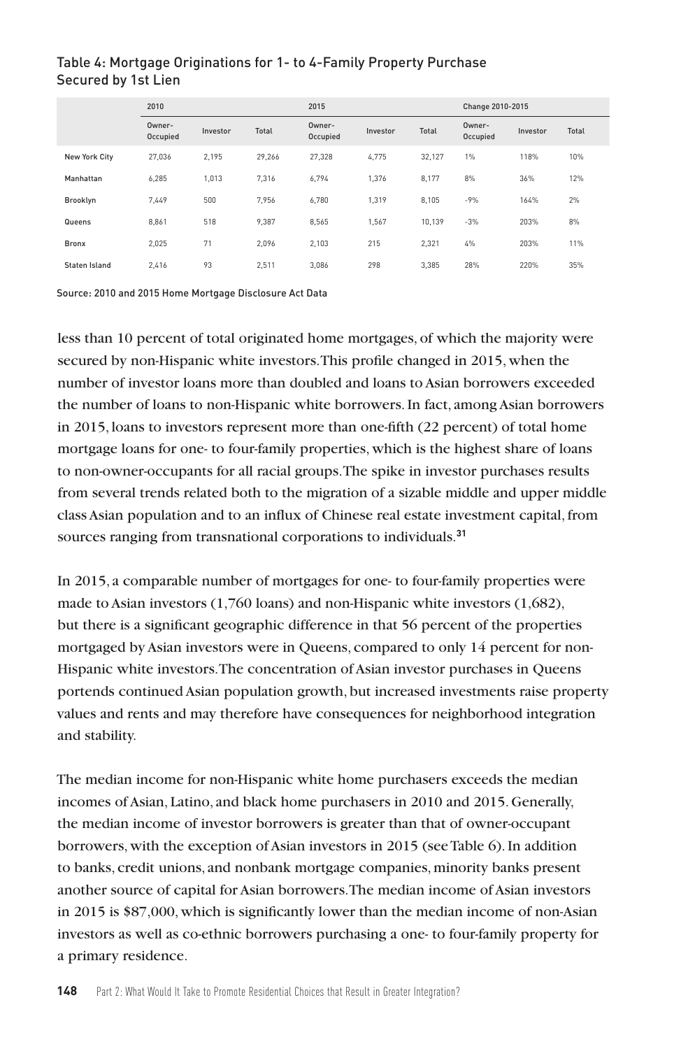Table 4: Mortgage Originations for 1- to 4-Family Property Purchase Secured by 1st Lien

| | 2010 | | | 2015 | | | Change 2010-2015 | | |
|---|---|---|---|---|---|---|---|---|---|
| | Owner-Occupied | Investor | Total | Owner-Occupied | Investor | Total | Owner-Occupied | Investor | Total |
| New York City | 27,036 | 2,195 | 29,266 | 27,328 | 4,775 | 32,127 | 1% | 118% | 10% |
| Manhattan | 6,285 | 1,013 | 7,316 | 6,794 | 1,376 | 8,177 | 8% | 36% | 12% |
| Brooklyn | 7,449 | 500 | 7,956 | 6,780 | 1,319 | 8,105 | -9% | 164% | 2% |
| Queens | 8,861 | 518 | 9,387 | 8,565 | 1,567 | 10,139 | -3% | 203% | 8% |
| Bronx | 2,025 | 71 | 2,096 | 2,103 | 215 | 2,321 | 4% | 203% | 11% |
| Staten Island | 2,416 | 93 | 2,511 | 3,086 | 298 | 3,385 | 28% | 220% | 35% |

Source: 2010 and 2015 Home Mortgage Disclosure Act Data

less than 10 percent of total originated home mortgages, of which the majority were secured by non-Hispanic white investors. This profile changed in 2015, when the number of investor loans more than doubled and loans to Asian borrowers exceeded the number of loans to non-Hispanic white borrowers. In fact, among Asian borrowers in 2015, loans to investors represent more than one-fifth (22 percent) of total home mortgage loans for one- to four-family properties, which is the highest share of loans to non-owner-occupants for all racial groups. The spike in investor purchases results from several trends related both to the migration of a sizable middle and upper middle class Asian population and to an influx of Chinese real estate investment capital, from sources ranging from transnational corporations to individuals.[31]

In 2015, a comparable number of mortgages for one- to four-family properties were made to Asian investors (1,760 loans) and non-Hispanic white investors (1,682), but there is a significant geographic difference in that 56 percent of the properties mortgaged by Asian investors were in Queens, compared to only 14 percent for non-Hispanic white investors. The concentration of Asian investor purchases in Queens portends continued Asian population growth, but increased investments raise property values and rents and may therefore have consequences for neighborhood integration and stability.

The median income for non-Hispanic white home purchasers exceeds the median incomes of Asian, Latino, and black home purchasers in 2010 and 2015. Generally, the median income of investor borrowers is greater than that of owner-occupant borrowers, with the exception of Asian investors in 2015 (see Table 6). In addition to banks, credit unions, and nonbank mortgage companies, minority banks present another source of capital for Asian borrowers. The median income of Asian investors in 2015 is $87,000, which is significantly lower than the median income of non-Asian investors as well as co-ethnic borrowers purchasing a one- to four-family property for a primary residence.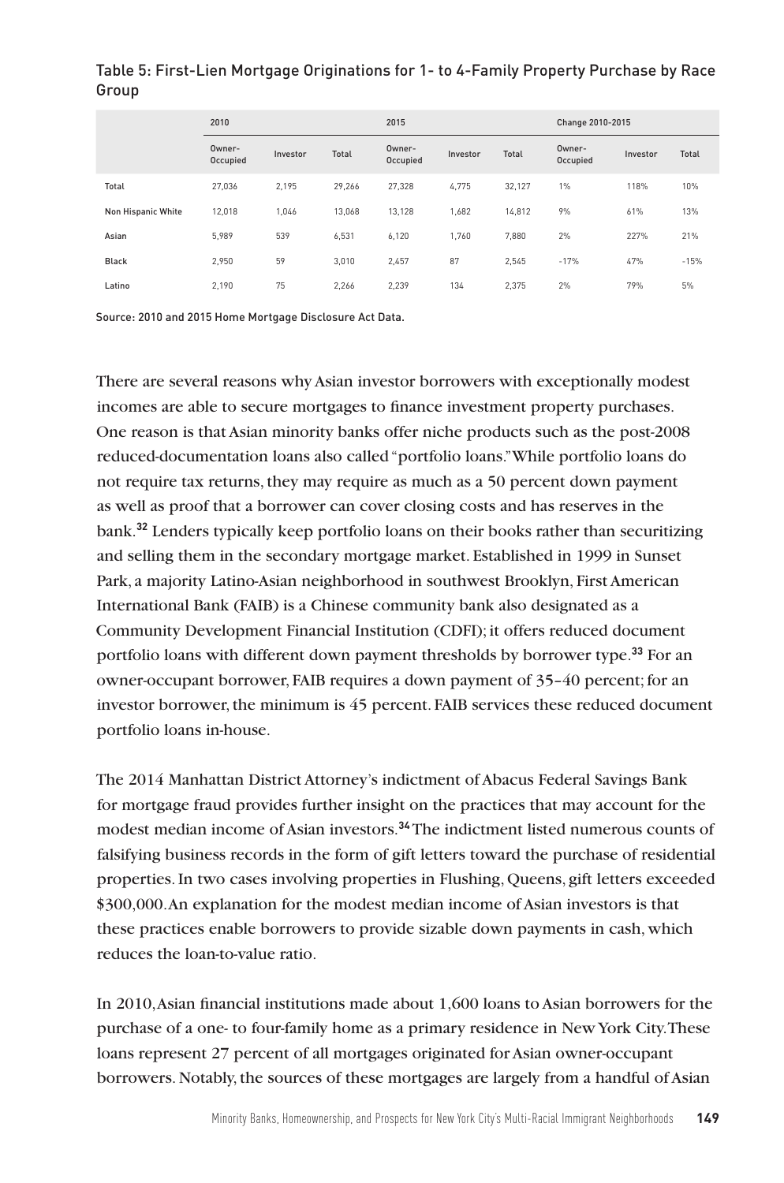Table 5: First-Lien Mortgage Originations for 1- to 4-Family Property Purchase by Race Group

| | 2010 | | | 2015 | | | Change 2010-2015 | | |
|---|---|---|---|---|---|---|---|---|---|
| | Owner-Occupied | Investor | Total | Owner-Occupied | Investor | Total | Owner-Occupied | Investor | Total |
| Total | 27,036 | 2,195 | 29,266 | 27,328 | 4,775 | 32,127 | 1% | 118% | 10% |
| Non Hispanic White | 12,018 | 1,046 | 13,068 | 13,128 | 1,682 | 14,812 | 9% | 61% | 13% |
| Asian | 5,989 | 539 | 6,531 | 6,120 | 1,760 | 7,880 | 2% | 227% | 21% |
| Black | 2,950 | 59 | 3,010 | 2,457 | 87 | 2,545 | -17% | 47% | -15% |
| Latino | 2,190 | 75 | 2,266 | 2,239 | 134 | 2,375 | 2% | 79% | 5% |

Source: 2010 and 2015 Home Mortgage Disclosure Act Data.

There are several reasons why Asian investor borrowers with exceptionally modest incomes are able to secure mortgages to finance investment property purchases. One reason is that Asian minority banks offer niche products such as the post-2008 reduced-documentation loans also called "portfolio loans." While portfolio loans do not require tax returns, they may require as much as a 50 percent down payment as well as proof that a borrower can cover closing costs and has reserves in the bank.[32] Lenders typically keep portfolio loans on their books rather than securitizing and selling them in the secondary mortgage market. Established in 1999 in Sunset Park, a majority Latino-Asian neighborhood in southwest Brooklyn, First American International Bank (FAIB) is a Chinese community bank also designated as a Community Development Financial Institution (CDFI); it offers reduced document portfolio loans with different down payment thresholds by borrower type.[33] For an owner-occupant borrower, FAIB requires a down payment of 35–40 percent; for an investor borrower, the minimum is 45 percent. FAIB services these reduced document portfolio loans in-house.

The 2014 Manhattan District Attorney's indictment of Abacus Federal Savings Bank for mortgage fraud provides further insight on the practices that may account for the modest median income of Asian investors.[34] The indictment listed numerous counts of falsifying business records in the form of gift letters toward the purchase of residential properties. In two cases involving properties in Flushing, Queens, gift letters exceeded $300,000. An explanation for the modest median income of Asian investors is that these practices enable borrowers to provide sizable down payments in cash, which reduces the loan-to-value ratio.

In 2010, Asian financial institutions made about 1,600 loans to Asian borrowers for the purchase of a one- to four-family home as a primary residence in New York City. These loans represent 27 percent of all mortgages originated for Asian owner-occupant borrowers. Notably, the sources of these mortgages are largely from a handful of Asian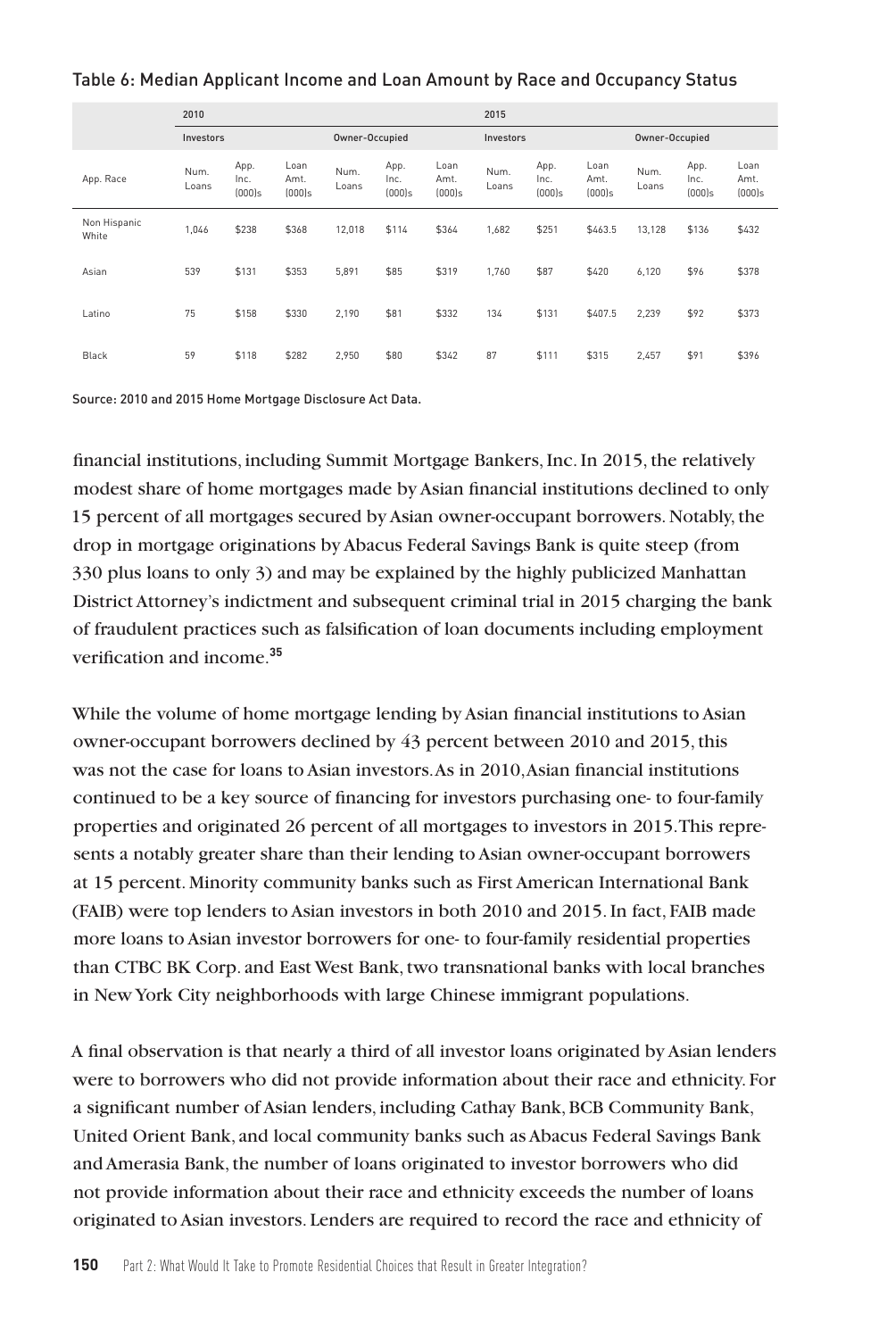Table 6: Median Applicant Income and Loan Amount by Race and Occupancy Status

| | 2010 | | | | | | 2015 | | | | | |
|---|---|---|---|---|---|---|---|---|---|---|---|---|
| | Investors | | | Owner-Occupied | | | Investors | | | Owner-Occupied | | |
| App. Race | Num. Loans | App. Inc. (000)s | Loan Amt. (000)s | Num. Loans | App. Inc. (000)s | Loan Amt. (000)s | Num. Loans | App. Inc. (000)s | Loan Amt. (000)s | Num. Loans | App. Inc. (000)s | Loan Amt. (000)s |
| Non Hispanic White | 1,046 | $238 | $368 | 12,018 | $114 | $364 | 1,682 | $251 | $463.5 | 13,128 | $136 | $432 |
| Asian | 539 | $131 | $353 | 5,891 | $85 | $319 | 1,760 | $87 | $420 | 6,120 | $96 | $378 |
| Latino | 75 | $158 | $330 | 2,190 | $81 | $332 | 134 | $131 | $407.5 | 2,239 | $92 | $373 |
| Black | 59 | $118 | $282 | 2,950 | $80 | $342 | 87 | $111 | $315 | 2,457 | $91 | $396 |

Source: 2010 and 2015 Home Mortgage Disclosure Act Data.

financial institutions, including Summit Mortgage Bankers, Inc. In 2015, the relatively modest share of home mortgages made by Asian financial institutions declined to only 15 percent of all mortgages secured by Asian owner-occupant borrowers. Notably, the drop in mortgage originations by Abacus Federal Savings Bank is quite steep (from 330 plus loans to only 3) and may be explained by the highly publicized Manhattan District Attorney's indictment and subsequent criminal trial in 2015 charging the bank of fraudulent practices such as falsification of loan documents including employment verification and income.[35]

While the volume of home mortgage lending by Asian financial institutions to Asian owner-occupant borrowers declined by 43 percent between 2010 and 2015, this was not the case for loans to Asian investors. As in 2010, Asian financial institutions continued to be a key source of financing for investors purchasing one- to four-family properties and originated 26 percent of all mortgages to investors in 2015. This represents a notably greater share than their lending to Asian owner-occupant borrowers at 15 percent. Minority community banks such as First American International Bank (FAIB) were top lenders to Asian investors in both 2010 and 2015. In fact, FAIB made more loans to Asian investor borrowers for one- to four-family residential properties than CTBC BK Corp. and East West Bank, two transnational banks with local branches in New York City neighborhoods with large Chinese immigrant populations.

A final observation is that nearly a third of all investor loans originated by Asian lenders were to borrowers who did not provide information about their race and ethnicity. For a significant number of Asian lenders, including Cathay Bank, BCB Community Bank, United Orient Bank, and local community banks such as Abacus Federal Savings Bank and Amerasia Bank, the number of loans originated to investor borrowers who did not provide information about their race and ethnicity exceeds the number of loans originated to Asian investors. Lenders are required to record the race and ethnicity of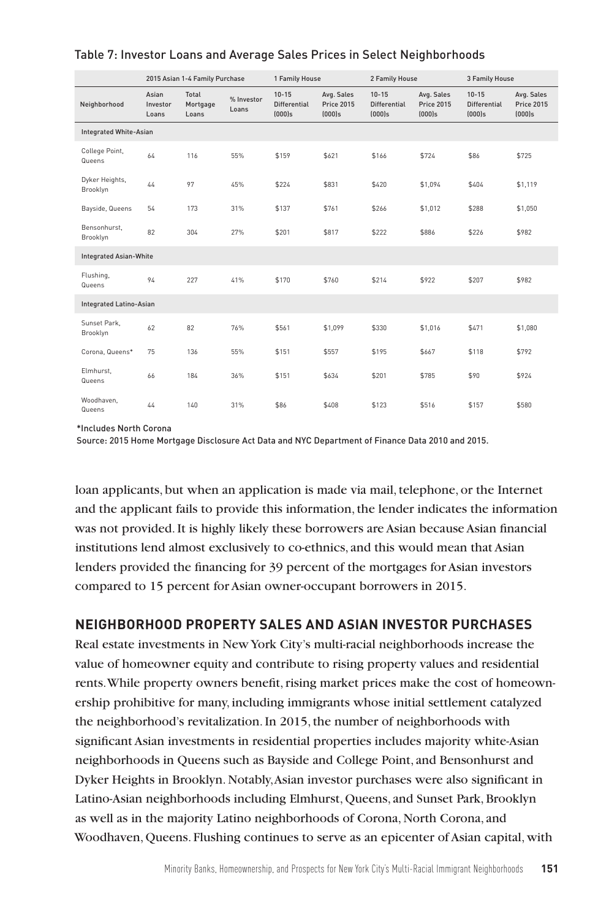Table 7: Investor Loans and Average Sales Prices in Select Neighborhoods

| | 2015 Asian 1-4 Family Purchase | | | 1 Family House | | 2 Family House | | 3 Family House | |
|---|---|---|---|---|---|---|---|---|---|
| Neighborhood | Asian Investor Loans | Total Mortgage Loans | % Investor Loans | 10-15 Differential (000)s | Avg. Sales Price 2015 (000)s | 10-15 Differential (000)s | Avg. Sales Price 2015 (000)s | 10-15 Differential (000)s | Avg. Sales Price 2015 (000)s |
| Integrated White-Asian | | | | | | | | | |
| College Point, Queens | 64 | 116 | 55% | $159 | $621 | $166 | $724 | $86 | $725 |
| Dyker Heights, Brooklyn | 44 | 97 | 45% | $224 | $831 | $420 | $1,094 | $404 | $1,119 |
| Bayside, Queens | 54 | 173 | 31% | $137 | $761 | $266 | $1,012 | $288 | $1,050 |
| Bensonhurst, Brooklyn | 82 | 304 | 27% | $201 | $817 | $222 | $886 | $226 | $982 |
| Integrated Asian-White | | | | | | | | | |
| Flushing, Queens | 94 | 227 | 41% | $170 | $760 | $214 | $922 | $207 | $982 |
| Integrated Latino-Asian | | | | | | | | | |
| Sunset Park, Brooklyn | 62 | 82 | 76% | $561 | $1,099 | $330 | $1,016 | $471 | $1,080 |
| Corona, Queens* | 75 | 136 | 55% | $151 | $557 | $195 | $667 | $118 | $792 |
| Elmhurst, Queens | 66 | 184 | 36% | $151 | $634 | $201 | $785 | $90 | $924 |
| Woodhaven, Queens | 44 | 140 | 31% | $86 | $408 | $123 | $516 | $157 | $580 |

*Includes North Corona

Source: 2015 Home Mortgage Disclosure Act Data and NYC Department of Finance Data 2010 and 2015.

loan applicants, but when an application is made via mail, telephone, or the Internet and the applicant fails to provide this information, the lender indicates the information was not provided. It is highly likely these borrowers are Asian because Asian financial institutions lend almost exclusively to co-ethnics, and this would mean that Asian lenders provided the financing for 39 percent of the mortgages for Asian investors compared to 15 percent for Asian owner-occupant borrowers in 2015.

## NEIGHBORHOOD PROPERTY SALES AND ASIAN INVESTOR PURCHASES

Real estate investments in New York City's multi-racial neighborhoods increase the value of homeowner equity and contribute to rising property values and residential rents. While property owners benefit, rising market prices make the cost of homeownership prohibitive for many, including immigrants whose initial settlement catalyzed the neighborhood's revitalization. In 2015, the number of neighborhoods with significant Asian investments in residential properties includes majority white-Asian neighborhoods in Queens such as Bayside and College Point, and Bensonhurst and Dyker Heights in Brooklyn. Notably, Asian investor purchases were also significant in Latino-Asian neighborhoods including Elmhurst, Queens, and Sunset Park, Brooklyn as well as in the majority Latino neighborhoods of Corona, North Corona, and Woodhaven, Queens. Flushing continues to serve as an epicenter of Asian capital, with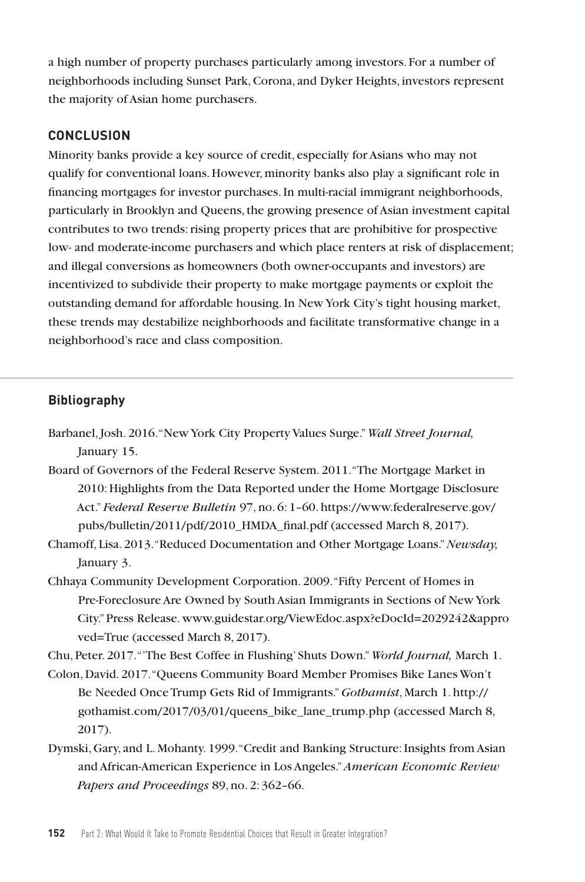a high number of property purchases particularly among investors. For a number of neighborhoods including Sunset Park, Corona, and Dyker Heights, investors represent the majority of Asian home purchasers.

## CONCLUSION

Minority banks provide a key source of credit, especially for Asians who may not qualify for conventional loans. However, minority banks also play a significant role in financing mortgages for investor purchases. In multi-racial immigrant neighborhoods, particularly in Brooklyn and Queens, the growing presence of Asian investment capital contributes to two trends: rising property prices that are prohibitive for prospective low- and moderate-income purchasers and which place renters at risk of displacement; and illegal conversions as homeowners (both owner-occupants and investors) are incentivized to subdivide their property to make mortgage payments or exploit the outstanding demand for affordable housing. In New York City's tight housing market, these trends may destabilize neighborhoods and facilitate transformative change in a neighborhood's race and class composition.

## Bibliography

Barbanel, Josh. 2016. "New York City Property Values Surge." *Wall Street Journal,* January 15.

Board of Governors of the Federal Reserve System. 2011. "The Mortgage Market in 2010: Highlights from the Data Reported under the Home Mortgage Disclosure Act." *Federal Reserve Bulletin* 97, no. 6: 1–60. https://www.federalreserve.gov/pubs/bulletin/2011/pdf/2010_HMDA_final.pdf (accessed March 8, 2017).

Chamoff, Lisa. 2013. "Reduced Documentation and Other Mortgage Loans." *Newsday,* January 3.

Chhaya Community Development Corporation. 2009. "Fifty Percent of Homes in Pre-Foreclosure Are Owned by South Asian Immigrants in Sections of New York City." Press Release. www.guidestar.org/ViewEdoc.aspx?eDocId=2029242&approved=True (accessed March 8, 2017).

Chu, Peter. 2017. "'The Best Coffee in Flushing' Shuts Down." *World Journal,* March 1.

Colon, David. 2017. "Queens Community Board Member Promises Bike Lanes Won't Be Needed Once Trump Gets Rid of Immigrants." *Gothamist*, March 1. http://gothamist.com/2017/03/01/queens_bike_lane_trump.php (accessed March 8, 2017).

Dymski, Gary, and L. Mohanty. 1999. "Credit and Banking Structure: Insights from Asian and African-American Experience in Los Angeles." *American Economic Review Papers and Proceedings* 89, no. 2: 362–66.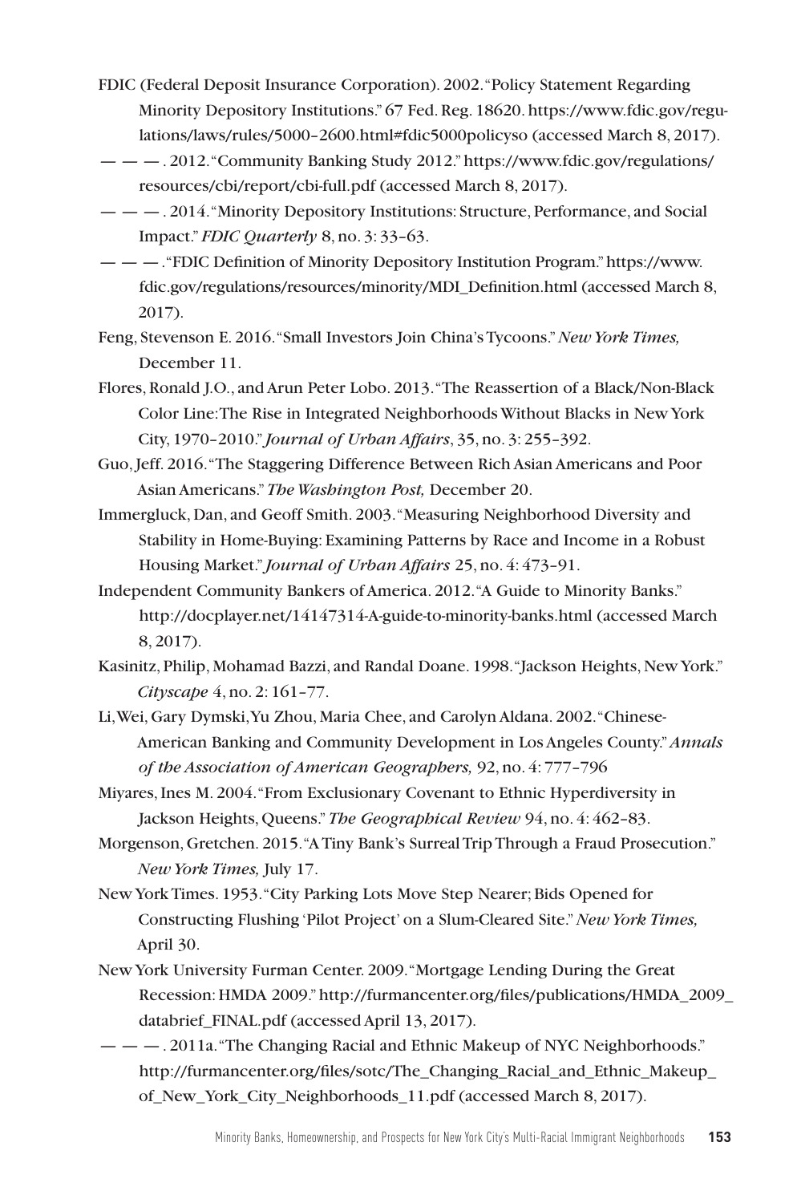FDIC (Federal Deposit Insurance Corporation). 2002. "Policy Statement Regarding Minority Depository Institutions." 67 Fed. Reg. 18620. https://www.fdic.gov/regulations/laws/rules/5000–2600.html#fdic5000policyso (accessed March 8, 2017).

— — — . 2012. "Community Banking Study 2012." https://www.fdic.gov/regulations/resources/cbi/report/cbi-full.pdf (accessed March 8, 2017).

— — — . 2014. "Minority Depository Institutions: Structure, Performance, and Social Impact." *FDIC Quarterly* 8, no. 3: 33–63.

— — — . "FDIC Definition of Minority Depository Institution Program." https://www.fdic.gov/regulations/resources/minority/MDI_Definition.html (accessed March 8, 2017).

Feng, Stevenson E. 2016. "Small Investors Join China's Tycoons." *New York Times,* December 11.

Flores, Ronald J.O., and Arun Peter Lobo. 2013. "The Reassertion of a Black/Non-Black Color Line: The Rise in Integrated Neighborhoods Without Blacks in New York City, 1970–2010." *Journal of Urban Affairs*, 35, no. 3: 255–392.

Guo, Jeff. 2016. "The Staggering Difference Between Rich Asian Americans and Poor Asian Americans." *The Washington Post,* December 20.

Immergluck, Dan, and Geoff Smith. 2003. "Measuring Neighborhood Diversity and Stability in Home-Buying: Examining Patterns by Race and Income in a Robust Housing Market." *Journal of Urban Affairs* 25, no. 4: 473–91.

Independent Community Bankers of America. 2012. "A Guide to Minority Banks." http://docplayer.net/14147314-A-guide-to-minority-banks.html (accessed March 8, 2017).

Kasinitz, Philip, Mohamad Bazzi, and Randal Doane. 1998. "Jackson Heights, New York." *Cityscape* 4, no. 2: 161–77.

Li, Wei, Gary Dymski, Yu Zhou, Maria Chee, and Carolyn Aldana. 2002. "Chinese-American Banking and Community Development in Los Angeles County." *Annals of the Association of American Geographers,* 92, no. 4: 777–796

Miyares, Ines M. 2004. "From Exclusionary Covenant to Ethnic Hyperdiversity in Jackson Heights, Queens." *The Geographical Review* 94, no. 4: 462–83.

Morgenson, Gretchen. 2015. "A Tiny Bank's Surreal Trip Through a Fraud Prosecution." *New York Times,* July 17.

New York Times. 1953. "City Parking Lots Move Step Nearer; Bids Opened for Constructing Flushing 'Pilot Project' on a Slum-Cleared Site." *New York Times,* April 30.

New York University Furman Center. 2009. "Mortgage Lending During the Great Recession: HMDA 2009." http://furmancenter.org/files/publications/HMDA_2009_databrief_FINAL.pdf (accessed April 13, 2017).

— — — . 2011a. "The Changing Racial and Ethnic Makeup of NYC Neighborhoods." http://furmancenter.org/files/sotc/The_Changing_Racial_and_Ethnic_Makeup_of_New_York_City_Neighborhoods_11.pdf (accessed March 8, 2017).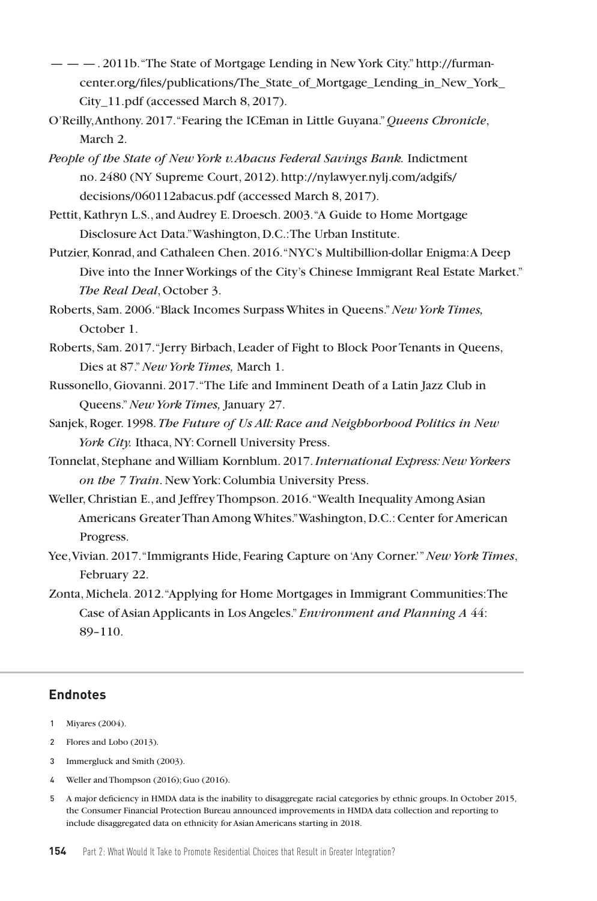— — —. 2011b. "The State of Mortgage Lending in New York City." http://furmancenter.org/files/publications/The_State_of_Mortgage_Lending_in_New_York_City_11.pdf (accessed March 8, 2017).

O'Reilly, Anthony. 2017. "Fearing the ICEman in Little Guyana." *Queens Chronicle*, March 2.

*People of the State of New York v. Abacus Federal Savings Bank.* Indictment no. 2480 (NY Supreme Court, 2012). http://nylawyer.nylj.com/adgifs/decisions/060112abacus.pdf (accessed March 8, 2017).

Pettit, Kathryn L.S., and Audrey E. Droesch. 2003. "A Guide to Home Mortgage Disclosure Act Data." Washington, D.C.: The Urban Institute.

Putzier, Konrad, and Cathaleen Chen. 2016. "NYC's Multibillion-dollar Enigma: A Deep Dive into the Inner Workings of the City's Chinese Immigrant Real Estate Market." *The Real Deal*, October 3.

Roberts, Sam. 2006. "Black Incomes Surpass Whites in Queens." *New York Times,* October 1.

Roberts, Sam. 2017. "Jerry Birbach, Leader of Fight to Block Poor Tenants in Queens, Dies at 87." *New York Times,* March 1.

Russonello, Giovanni. 2017. "The Life and Imminent Death of a Latin Jazz Club in Queens." *New York Times,* January 27.

Sanjek, Roger. 1998. *The Future of Us All: Race and Neighborhood Politics in New York City.* Ithaca, NY: Cornell University Press.

Tonnelat, Stephane and William Kornblum. 2017. *International Express: New Yorkers on the 7 Train*. New York: Columbia University Press.

Weller, Christian E., and Jeffrey Thompson. 2016. "Wealth Inequality Among Asian Americans Greater Than Among Whites." Washington, D.C.: Center for American Progress.

Yee, Vivian. 2017. "Immigrants Hide, Fearing Capture on 'Any Corner.'" *New York Times*, February 22.

Zonta, Michela. 2012. "Applying for Home Mortgages in Immigrant Communities: The Case of Asian Applicants in Los Angeles." *Environment and Planning A* 44: 89–110.

## Endnotes

1 Miyares (2004).

2 Flores and Lobo (2013).

3 Immergluck and Smith (2003).

4 Weller and Thompson (2016); Guo (2016).

5 A major deficiency in HMDA data is the inability to disaggregate racial categories by ethnic groups. In October 2015, the Consumer Financial Protection Bureau announced improvements in HMDA data collection and reporting to include disaggregated data on ethnicity for Asian Americans starting in 2018.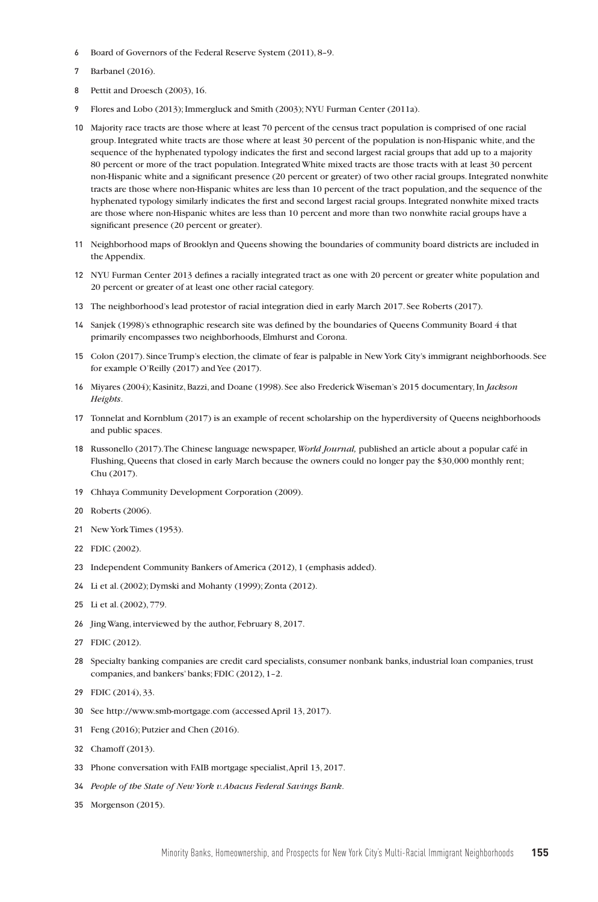6 Board of Governors of the Federal Reserve System (2011), 8–9.

7 Barbanel (2016).

8 Pettit and Droesch (2003), 16.

9 Flores and Lobo (2013); Immergluck and Smith (2003); NYU Furman Center (2011a).

10 Majority race tracts are those where at least 70 percent of the census tract population is comprised of one racial group. Integrated white tracts are those where at least 30 percent of the population is non-Hispanic white, and the sequence of the hyphenated typology indicates the first and second largest racial groups that add up to a majority 80 percent or more of the tract population. Integrated White mixed tracts are those tracts with at least 30 percent non-Hispanic white and a significant presence (20 percent or greater) of two other racial groups. Integrated nonwhite tracts are those where non-Hispanic whites are less than 10 percent of the tract population, and the sequence of the hyphenated typology similarly indicates the first and second largest racial groups. Integrated nonwhite mixed tracts are those where non-Hispanic whites are less than 10 percent and more than two nonwhite racial groups have a significant presence (20 percent or greater).

11 Neighborhood maps of Brooklyn and Queens showing the boundaries of community board districts are included in the Appendix.

12 NYU Furman Center 2013 defines a racially integrated tract as one with 20 percent or greater white population and 20 percent or greater of at least one other racial category.

13 The neighborhood's lead protestor of racial integration died in early March 2017. See Roberts (2017).

14 Sanjek (1998)'s ethnographic research site was defined by the boundaries of Queens Community Board 4 that primarily encompasses two neighborhoods, Elmhurst and Corona.

15 Colon (2017). Since Trump's election, the climate of fear is palpable in New York City's immigrant neighborhoods. See for example O'Reilly (2017) and Yee (2017).

16 Miyares (2004); Kasinitz, Bazzi, and Doane (1998). See also Frederick Wiseman's 2015 documentary, In *Jackson Heights*.

17 Tonnelat and Kornblum (2017) is an example of recent scholarship on the hyperdiversity of Queens neighborhoods and public spaces.

18 Russonello (2017). The Chinese language newspaper, *World Journal,* published an article about a popular café in Flushing, Queens that closed in early March because the owners could no longer pay the $30,000 monthly rent; Chu (2017).

19 Chhaya Community Development Corporation (2009).

20 Roberts (2006).

21 New York Times (1953).

22 FDIC (2002).

23 Independent Community Bankers of America (2012), 1 (emphasis added).

24 Li et al. (2002); Dymski and Mohanty (1999); Zonta (2012).

25 Li et al. (2002), 779.

26 Jing Wang, interviewed by the author, February 8, 2017.

27 FDIC (2012).

28 Specialty banking companies are credit card specialists, consumer nonbank banks, industrial loan companies, trust companies, and bankers' banks; FDIC (2012), 1–2.

29 FDIC (2014), 33.

30 See http://www.smb-mortgage.com (accessed April 13, 2017).

31 Feng (2016); Putzier and Chen (2016).

32 Chamoff (2013).

33 Phone conversation with FAIB mortgage specialist, April 13, 2017.

34 *People of the State of New York v. Abacus Federal Savings Bank*.

35 Morgenson (2015).